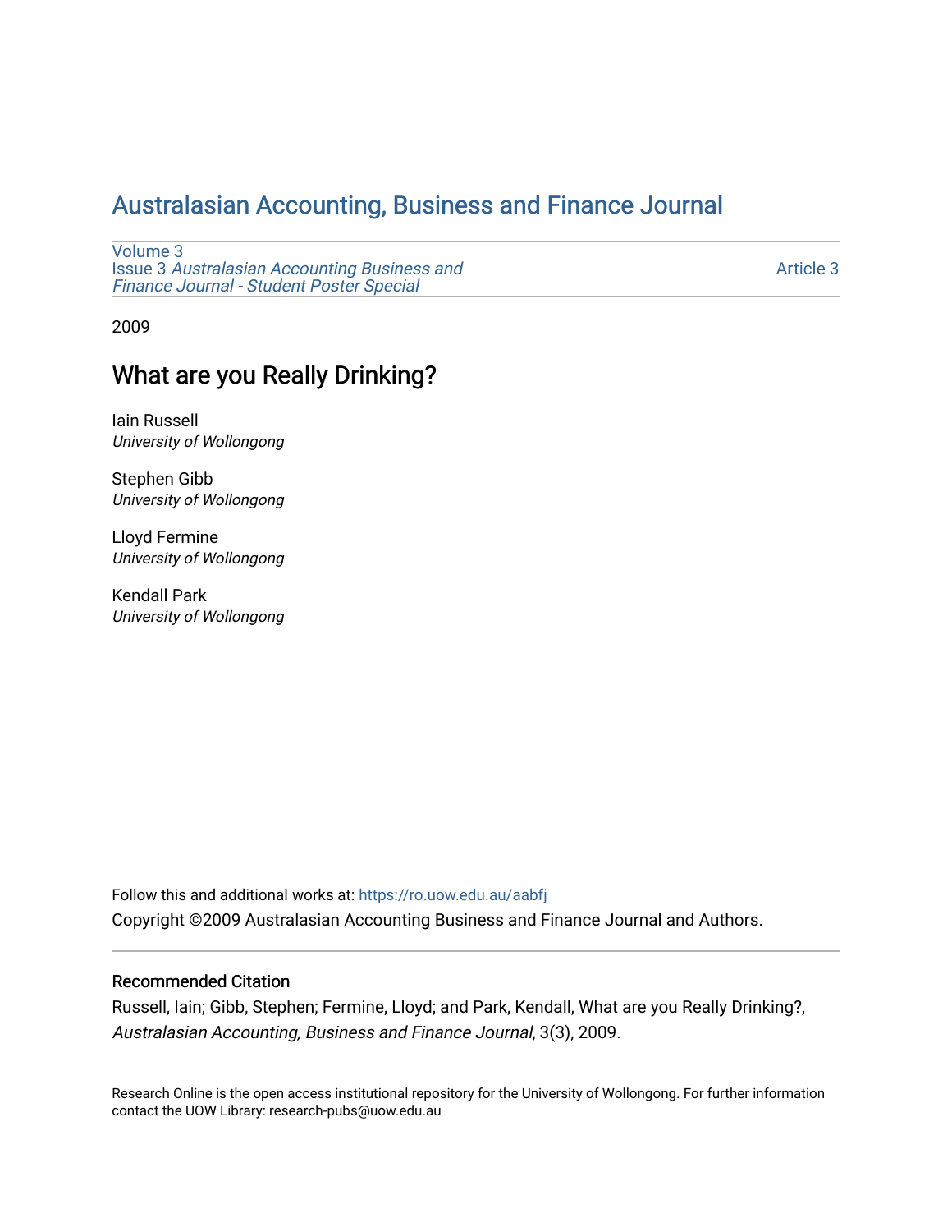# Australasian Accounting, Business and Finance Journal

Volume 3
Issue 3 *Australasian Accounting Business and Finance Journal - Student Poster Special*

Article 3

2009

## What are you Really Drinking?

Iain Russell
*University of Wollongong*

Stephen Gibb
*University of Wollongong*

Lloyd Fermine
*University of Wollongong*

Kendall Park
*University of Wollongong*

Follow this and additional works at: https://ro.uow.edu.au/aabfj

Copyright ©2009 Australasian Accounting Business and Finance Journal and Authors.

### Recommended Citation

Russell, Iain; Gibb, Stephen; Fermine, Lloyd; and Park, Kendall, What are you Really Drinking?, *Australasian Accounting, Business and Finance Journal*, 3(3), 2009.

Research Online is the open access institutional repository for the University of Wollongong. For further information contact the UOW Library: research-pubs@uow.edu.au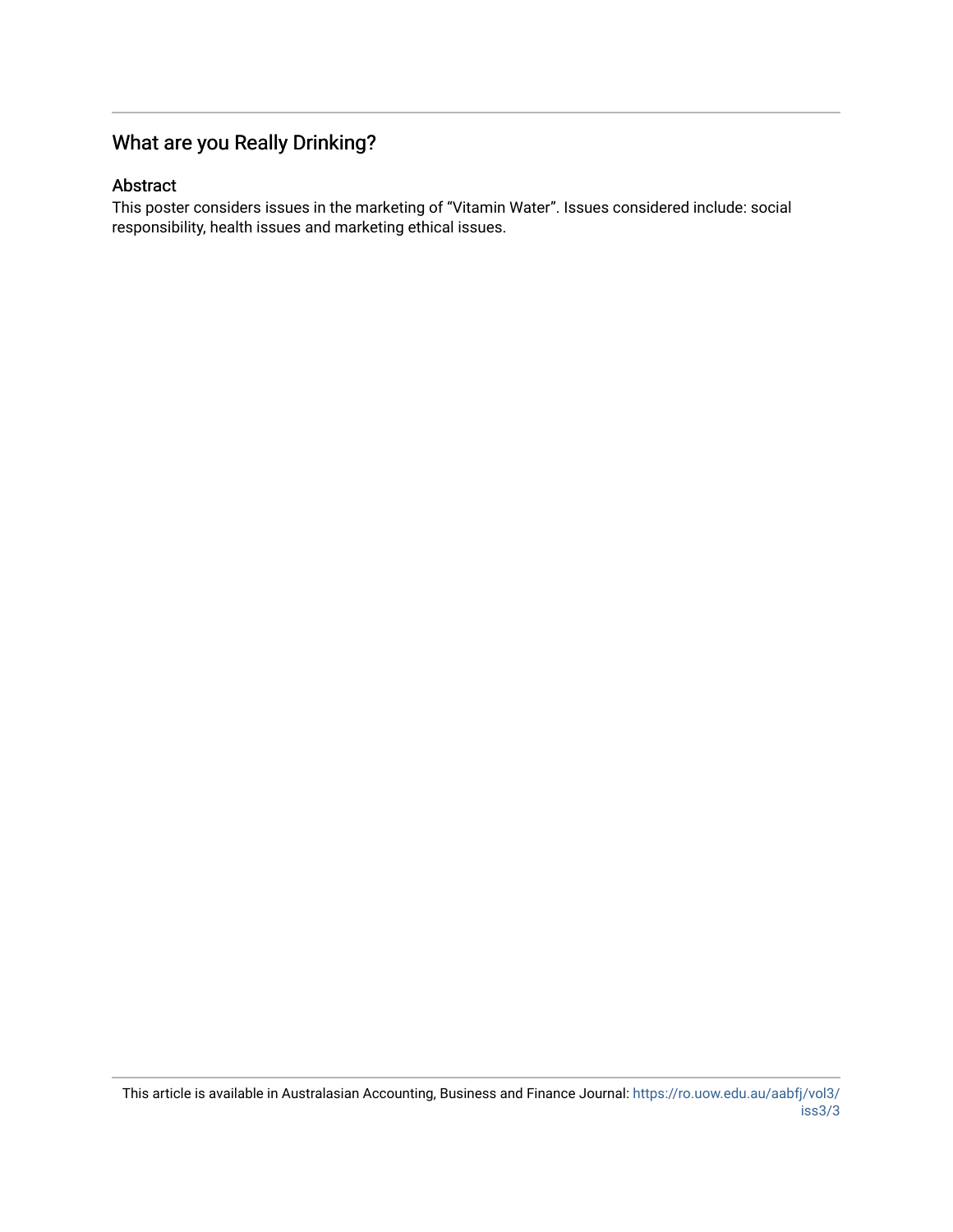## What are you Really Drinking?

### Abstract

This poster considers issues in the marketing of “Vitamin Water”. Issues considered include: social responsibility, health issues and marketing ethical issues.

This article is available in Australasian Accounting, Business and Finance Journal: https://ro.uow.edu.au/aabfj/vol3/iss3/3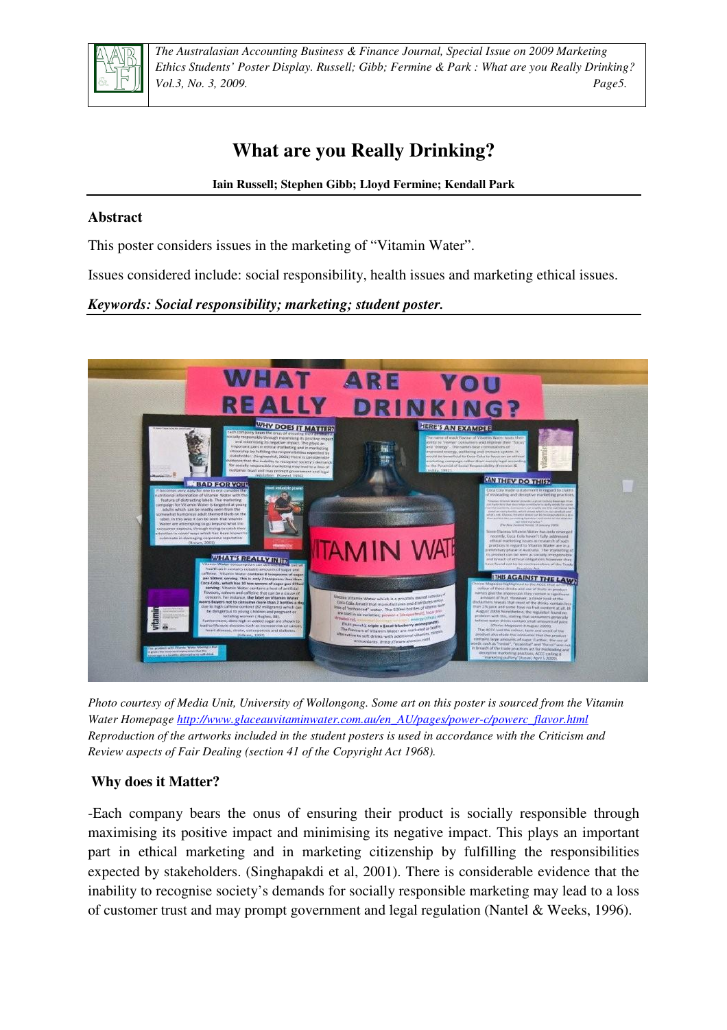# What are you Really Drinking?

**Iain Russell; Stephen Gibb; Lloyd Fermine; Kendall Park**

## Abstract

This poster considers issues in the marketing of "Vitamin Water".

Issues considered include: social responsibility, health issues and marketing ethical issues.

***Keywords: Social responsibility; marketing; student poster.***

*Photo courtesy of Media Unit, University of Wollongong. Some art on this poster is sourced from the Vitamin Water Homepage http://www.glaceauvitaminwater.com.au/en_AU/pages/power-c/powerc_flavor.html Reproduction of the artworks included in the student posters is used in accordance with the Criticism and Review aspects of Fair Dealing (section 41 of the Copyright Act 1968).*

## Why does it Matter?

-Each company bears the onus of ensuring their product is socially responsible through maximising its positive impact and minimising its negative impact. This plays an important part in ethical marketing and in marketing citizenship by fulfilling the responsibilities expected by stakeholders. (Singhapakdi et al, 2001). There is considerable evidence that the inability to recognise society's demands for socially responsible marketing may lead to a loss of customer trust and may prompt government and legal regulation (Nantel & Weeks, 1996).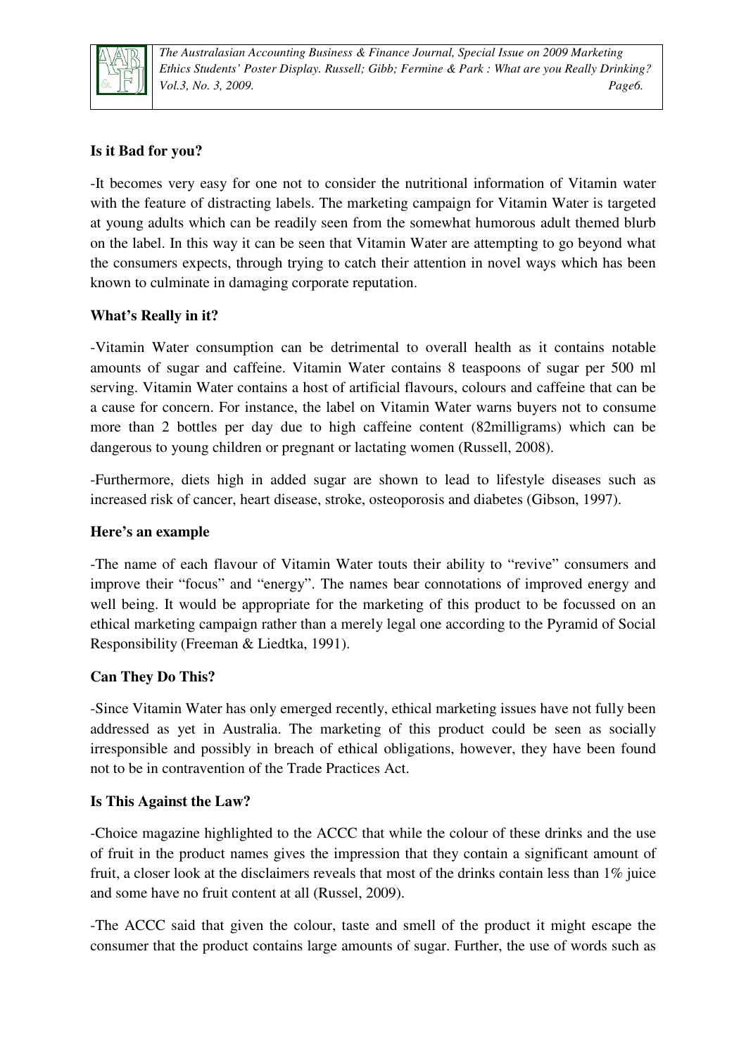**Is it Bad for you?**

-It becomes very easy for one not to consider the nutritional information of Vitamin water with the feature of distracting labels. The marketing campaign for Vitamin Water is targeted at young adults which can be readily seen from the somewhat humorous adult themed blurb on the label. In this way it can be seen that Vitamin Water are attempting to go beyond what the consumers expects, through trying to catch their attention in novel ways which has been known to culminate in damaging corporate reputation.

**What's Really in it?**

-Vitamin Water consumption can be detrimental to overall health as it contains notable amounts of sugar and caffeine. Vitamin Water contains 8 teaspoons of sugar per 500 ml serving. Vitamin Water contains a host of artificial flavours, colours and caffeine that can be a cause for concern. For instance, the label on Vitamin Water warns buyers not to consume more than 2 bottles per day due to high caffeine content (82milligrams) which can be dangerous to young children or pregnant or lactating women (Russell, 2008).

-Furthermore, diets high in added sugar are shown to lead to lifestyle diseases such as increased risk of cancer, heart disease, stroke, osteoporosis and diabetes (Gibson, 1997).

**Here's an example**

-The name of each flavour of Vitamin Water touts their ability to "revive" consumers and improve their "focus" and "energy". The names bear connotations of improved energy and well being. It would be appropriate for the marketing of this product to be focussed on an ethical marketing campaign rather than a merely legal one according to the Pyramid of Social Responsibility (Freeman & Liedtka, 1991).

**Can They Do This?**

-Since Vitamin Water has only emerged recently, ethical marketing issues have not fully been addressed as yet in Australia. The marketing of this product could be seen as socially irresponsible and possibly in breach of ethical obligations, however, they have been found not to be in contravention of the Trade Practices Act.

**Is This Against the Law?**

-Choice magazine highlighted to the ACCC that while the colour of these drinks and the use of fruit in the product names gives the impression that they contain a significant amount of fruit, a closer look at the disclaimers reveals that most of the drinks contain less than 1% juice and some have no fruit content at all (Russel, 2009).

-The ACCC said that given the colour, taste and smell of the product it might escape the consumer that the product contains large amounts of sugar. Further, the use of words such as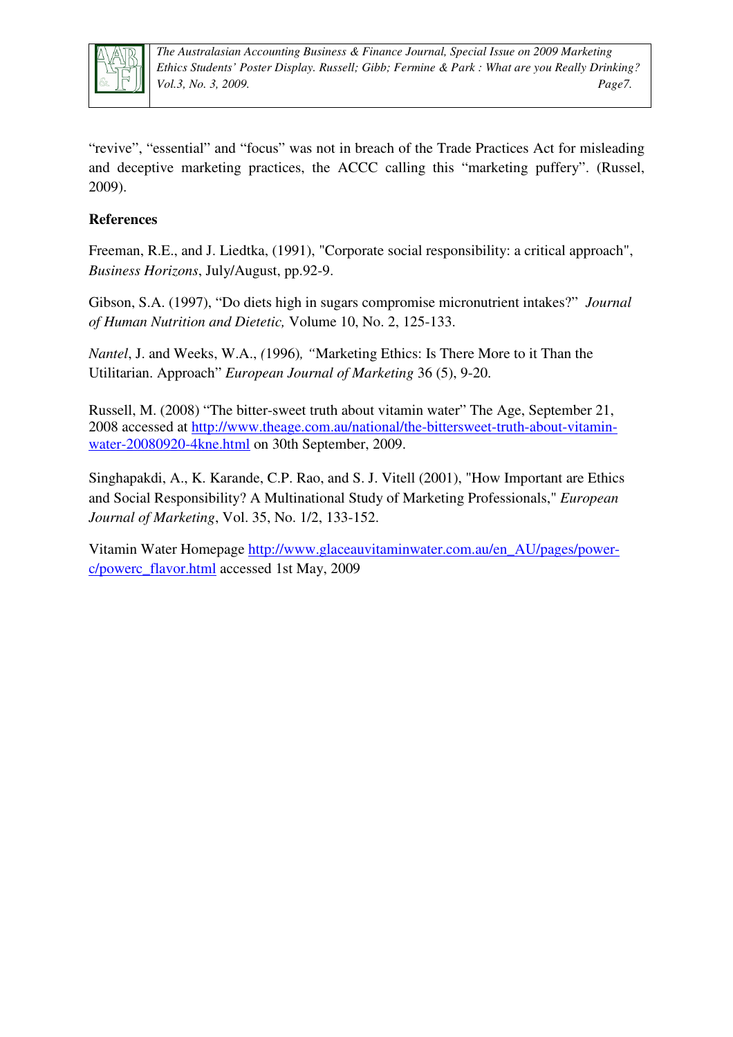"revive", "essential" and "focus" was not in breach of the Trade Practices Act for misleading and deceptive marketing practices, the ACCC calling this "marketing puffery". (Russel, 2009).

**References**

Freeman, R.E., and J. Liedtka, (1991), "Corporate social responsibility: a critical approach", *Business Horizons*, July/August, pp.92-9.

Gibson, S.A. (1997), "Do diets high in sugars compromise micronutrient intakes?" *Journal of Human Nutrition and Dietetic,* Volume 10, No. 2, 125-133.

*Nantel*, J. and Weeks, W.A., *(*1996*), "*Marketing Ethics: Is There More to it Than the Utilitarian. Approach" *European Journal of Marketing* 36 (5), 9-20.

Russell, M. (2008) "The bitter-sweet truth about vitamin water" The Age, September 21, 2008 accessed at http://www.theage.com.au/national/the-bittersweet-truth-about-vitamin-water-20080920-4kne.html on 30th September, 2009.

Singhapakdi, A., K. Karande, C.P. Rao, and S. J. Vitell (2001), "How Important are Ethics and Social Responsibility? A Multinational Study of Marketing Professionals," *European Journal of Marketing*, Vol. 35, No. 1/2, 133-152.

Vitamin Water Homepage http://www.glaceauvitaminwater.com.au/en_AU/pages/power-c/powerc_flavor.html accessed 1st May, 2009